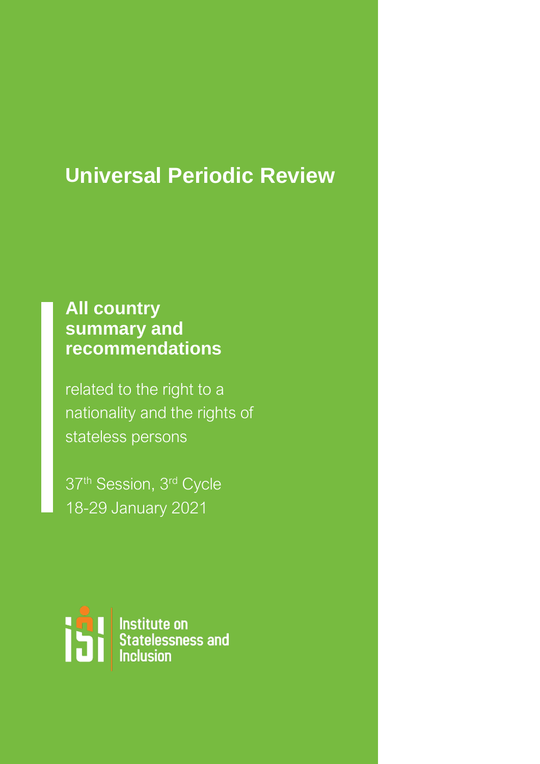# Universal Periodic Review

## All country summary and recommendations

related to the right to a nationality and the rights of stateless persons

37th Session, 3rd Cycle
18-29 January 2021

Institute on Statelessness and Inclusion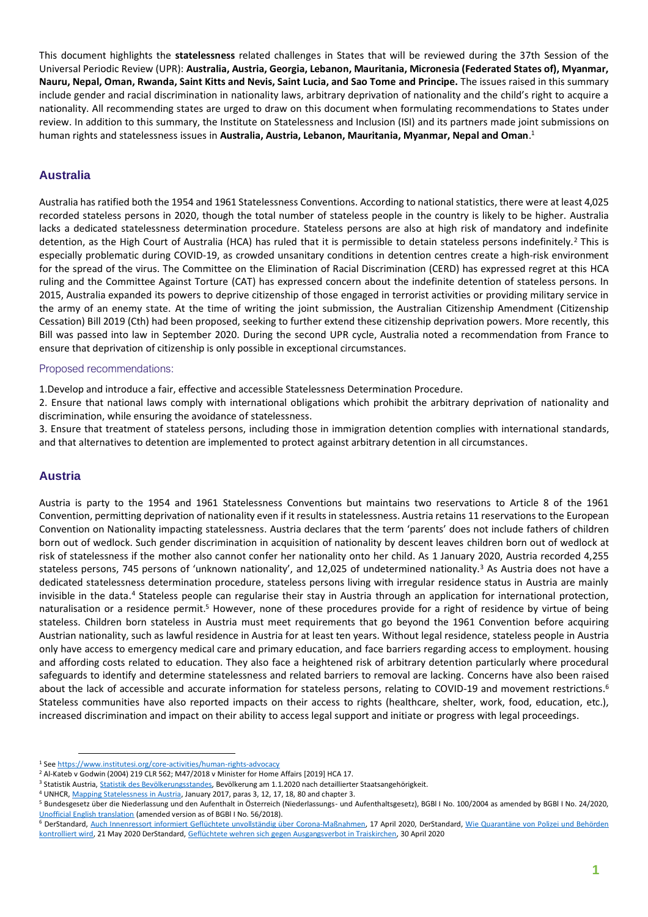This document highlights the **statelessness** related challenges in States that will be reviewed during the 37th Session of the Universal Periodic Review (UPR): **Australia, Austria, Georgia, Lebanon, Mauritania, Micronesia (Federated States of), Myanmar, Nauru, Nepal, Oman, Rwanda, Saint Kitts and Nevis, Saint Lucia, and Sao Tome and Principe.** The issues raised in this summary include gender and racial discrimination in nationality laws, arbitrary deprivation of nationality and the child's right to acquire a nationality. All recommending states are urged to draw on this document when formulating recommendations to States under review. In addition to this summary, the Institute on Statelessness and Inclusion (ISI) and its partners made joint submissions on human rights and statelessness issues in **Australia, Austria, Lebanon, Mauritania, Myanmar, Nepal and Oman**.[1]

## Australia

Australia has ratified both the 1954 and 1961 Statelessness Conventions. According to national statistics, there were at least 4,025 recorded stateless persons in 2020, though the total number of stateless people in the country is likely to be higher. Australia lacks a dedicated statelessness determination procedure. Stateless persons are also at high risk of mandatory and indefinite detention, as the High Court of Australia (HCA) has ruled that it is permissible to detain stateless persons indefinitely.[2] This is especially problematic during COVID-19, as crowded unsanitary conditions in detention centres create a high-risk environment for the spread of the virus. The Committee on the Elimination of Racial Discrimination (CERD) has expressed regret at this HCA ruling and the Committee Against Torture (CAT) has expressed concern about the indefinite detention of stateless persons. In 2015, Australia expanded its powers to deprive citizenship of those engaged in terrorist activities or providing military service in the army of an enemy state. At the time of writing the joint submission, the Australian Citizenship Amendment (Citizenship Cessation) Bill 2019 (Cth) had been proposed, seeking to further extend these citizenship deprivation powers. More recently, this Bill was passed into law in September 2020. During the second UPR cycle, Australia noted a recommendation from France to ensure that deprivation of citizenship is only possible in exceptional circumstances.

### Proposed recommendations:

1. Develop and introduce a fair, effective and accessible Statelessness Determination Procedure.
2. Ensure that national laws comply with international obligations which prohibit the arbitrary deprivation of nationality and discrimination, while ensuring the avoidance of statelessness.
3. Ensure that treatment of stateless persons, including those in immigration detention complies with international standards, and that alternatives to detention are implemented to protect against arbitrary detention in all circumstances.

## Austria

Austria is party to the 1954 and 1961 Statelessness Conventions but maintains two reservations to Article 8 of the 1961 Convention, permitting deprivation of nationality even if it results in statelessness. Austria retains 11 reservations to the European Convention on Nationality impacting statelessness. Austria declares that the term 'parents' does not include fathers of children born out of wedlock. Such gender discrimination in acquisition of nationality by descent leaves children born out of wedlock at risk of statelessness if the mother also cannot confer her nationality onto her child. As 1 January 2020, Austria recorded 4,255 stateless persons, 745 persons of 'unknown nationality', and 12,025 of undetermined nationality.[3] As Austria does not have a dedicated statelessness determination procedure, stateless persons living with irregular residence status in Austria are mainly invisible in the data.[4] Stateless people can regularise their stay in Austria through an application for international protection, naturalisation or a residence permit.[5] However, none of these procedures provide for a right of residence by virtue of being stateless. Children born stateless in Austria must meet requirements that go beyond the 1961 Convention before acquiring Austrian nationality, such as lawful residence in Austria for at least ten years. Without legal residence, stateless people in Austria only have access to emergency medical care and primary education, and face barriers regarding access to employment. housing and affording costs related to education. They also face a heightened risk of arbitrary detention particularly where procedural safeguards to identify and determine statelessness and related barriers to removal are lacking. Concerns have also been raised about the lack of accessible and accurate information for stateless persons, relating to COVID-19 and movement restrictions.[6] Stateless communities have also reported impacts on their access to rights (healthcare, shelter, work, food, education, etc.), increased discrimination and impact on their ability to access legal support and initiate or progress with legal proceedings.

---

[1] See https://www.institutesi.org/core-activities/human-rights-advocacy

[2] Al-Kateb v Godwin (2004) 219 CLR 562; M47/2018 v Minister for Home Affairs [2019] HCA 17.

[3] Statistik Austria, Statistik des Bevölkerungsstandes, Bevölkerung am 1.1.2020 nach detaillierter Staatsangehörigkeit.

[4] UNHCR, Mapping Statelessness in Austria, January 2017, paras 3, 12, 17, 18, 80 and chapter 3.

[5] Bundesgesetz über die Niederlassung und den Aufenthalt in Österreich (Niederlassungs- und Aufenthaltsgesetz), BGBl I No. 100/2004 as amended by BGBl I No. 24/2020, Unofficial English translation (amended version as of BGBl I No. 56/2018).

[6] DerStandard, Auch Innenressort informiert Geflüchtete unvollständig über Corona-Maßnahmen, 17 April 2020, DerStandard, Wie Quarantäne von Polizei und Behörden kontrolliert wird, 21 May 2020 DerStandard, Geflüchtete wehren sich gegen Ausgangsverbot in Traiskirchen, 30 April 2020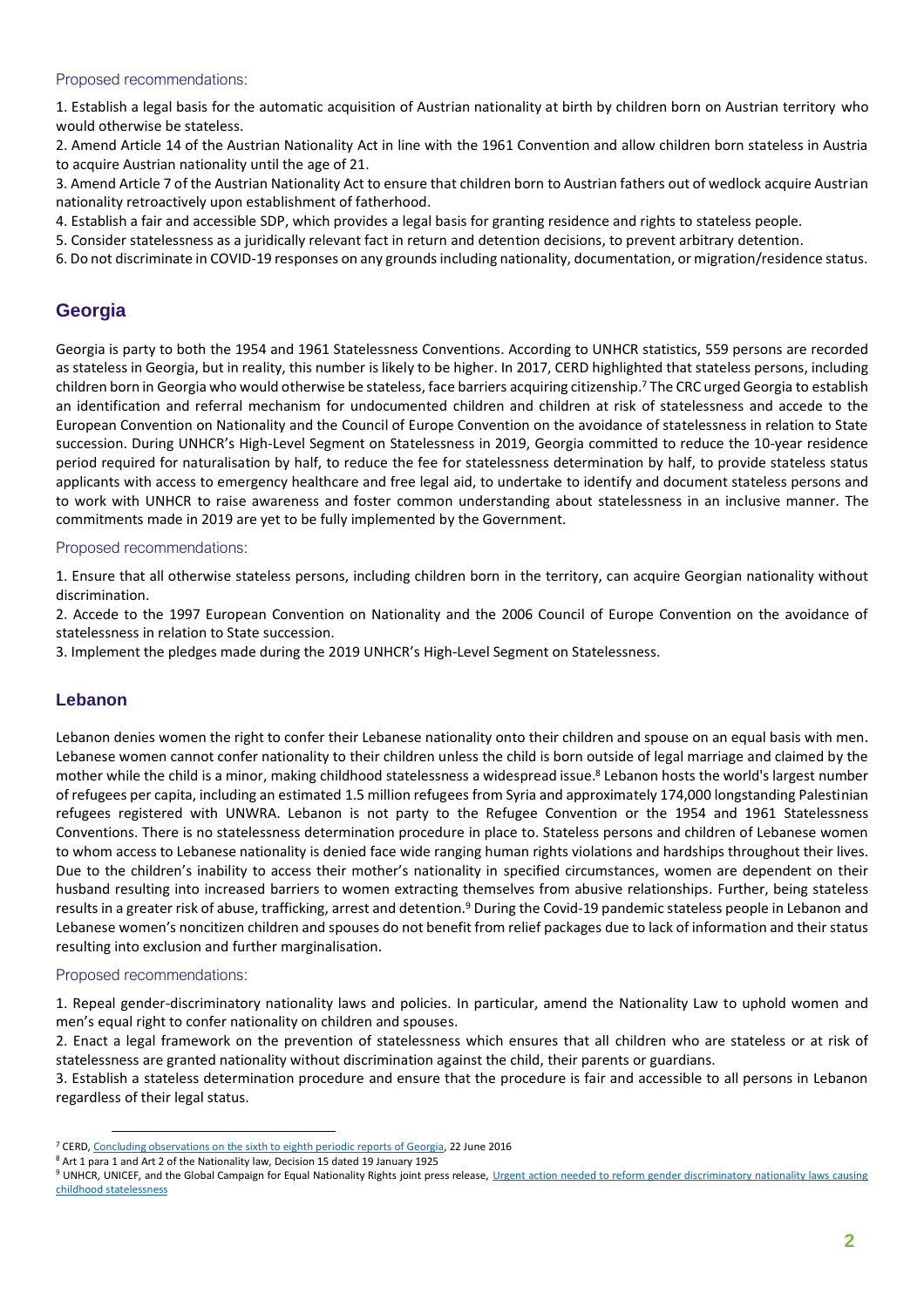Proposed recommendations:

1. Establish a legal basis for the automatic acquisition of Austrian nationality at birth by children born on Austrian territory who would otherwise be stateless.
2. Amend Article 14 of the Austrian Nationality Act in line with the 1961 Convention and allow children born stateless in Austria to acquire Austrian nationality until the age of 21.
3. Amend Article 7 of the Austrian Nationality Act to ensure that children born to Austrian fathers out of wedlock acquire Austrian nationality retroactively upon establishment of fatherhood.
4. Establish a fair and accessible SDP, which provides a legal basis for granting residence and rights to stateless people.
5. Consider statelessness as a juridically relevant fact in return and detention decisions, to prevent arbitrary detention.
6. Do not discriminate in COVID-19 responses on any grounds including nationality, documentation, or migration/residence status.

## Georgia

Georgia is party to both the 1954 and 1961 Statelessness Conventions. According to UNHCR statistics, 559 persons are recorded as stateless in Georgia, but in reality, this number is likely to be higher. In 2017, CERD highlighted that stateless persons, including children born in Georgia who would otherwise be stateless, face barriers acquiring citizenship.[7] The CRC urged Georgia to establish an identification and referral mechanism for undocumented children and children at risk of statelessness and accede to the European Convention on Nationality and the Council of Europe Convention on the avoidance of statelessness in relation to State succession. During UNHCR's High-Level Segment on Statelessness in 2019, Georgia committed to reduce the 10-year residence period required for naturalisation by half, to reduce the fee for statelessness determination by half, to provide stateless status applicants with access to emergency healthcare and free legal aid, to undertake to identify and document stateless persons and to work with UNHCR to raise awareness and foster common understanding about statelessness in an inclusive manner. The commitments made in 2019 are yet to be fully implemented by the Government.

Proposed recommendations:

1. Ensure that all otherwise stateless persons, including children born in the territory, can acquire Georgian nationality without discrimination.
2. Accede to the 1997 European Convention on Nationality and the 2006 Council of Europe Convention on the avoidance of statelessness in relation to State succession.
3. Implement the pledges made during the 2019 UNHCR's High-Level Segment on Statelessness.

## Lebanon

Lebanon denies women the right to confer their Lebanese nationality onto their children and spouse on an equal basis with men. Lebanese women cannot confer nationality to their children unless the child is born outside of legal marriage and claimed by the mother while the child is a minor, making childhood statelessness a widespread issue.[8] Lebanon hosts the world's largest number of refugees per capita, including an estimated 1.5 million refugees from Syria and approximately 174,000 longstanding Palestinian refugees registered with UNWRA. Lebanon is not party to the Refugee Convention or the 1954 and 1961 Statelessness Conventions. There is no statelessness determination procedure in place to. Stateless persons and children of Lebanese women to whom access to Lebanese nationality is denied face wide ranging human rights violations and hardships throughout their lives. Due to the children's inability to access their mother's nationality in specified circumstances, women are dependent on their husband resulting into increased barriers to women extracting themselves from abusive relationships. Further, being stateless results in a greater risk of abuse, trafficking, arrest and detention.[9] During the Covid-19 pandemic stateless people in Lebanon and Lebanese women's noncitizen children and spouses do not benefit from relief packages due to lack of information and their status resulting into exclusion and further marginalisation.

Proposed recommendations:

1. Repeal gender-discriminatory nationality laws and policies. In particular, amend the Nationality Law to uphold women and men's equal right to confer nationality on children and spouses.
2. Enact a legal framework on the prevention of statelessness which ensures that all children who are stateless or at risk of statelessness are granted nationality without discrimination against the child, their parents or guardians.
3. Establish a stateless determination procedure and ensure that the procedure is fair and accessible to all persons in Lebanon regardless of their legal status.

---

[7] CERD, Concluding observations on the sixth to eighth periodic reports of Georgia, 22 June 2016

[8] Art 1 para 1 and Art 2 of the Nationality law, Decision 15 dated 19 January 1925

[9] UNHCR, UNICEF, and the Global Campaign for Equal Nationality Rights joint press release, Urgent action needed to reform gender discriminatory nationality laws causing childhood statelessness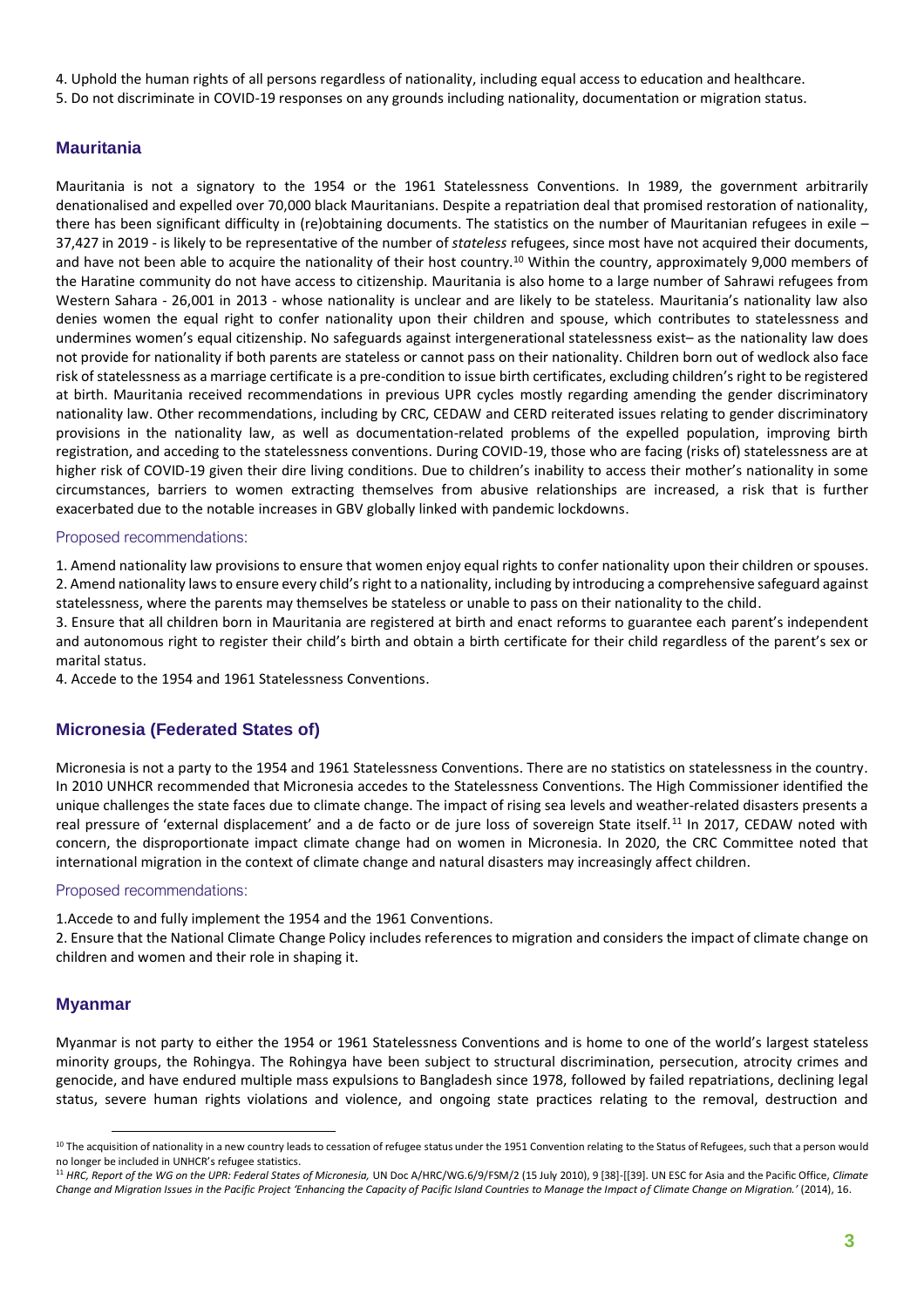4. Uphold the human rights of all persons regardless of nationality, including equal access to education and healthcare.
5. Do not discriminate in COVID-19 responses on any grounds including nationality, documentation or migration status.

## Mauritania

Mauritania is not a signatory to the 1954 or the 1961 Statelessness Conventions. In 1989, the government arbitrarily denationalised and expelled over 70,000 black Mauritanians. Despite a repatriation deal that promised restoration of nationality, there has been significant difficulty in (re)obtaining documents. The statistics on the number of Mauritanian refugees in exile – 37,427 in 2019 - is likely to be representative of the number of *stateless* refugees, since most have not acquired their documents, and have not been able to acquire the nationality of their host country.[10] Within the country, approximately 9,000 members of the Haratine community do not have access to citizenship. Mauritania is also home to a large number of Sahrawi refugees from Western Sahara - 26,001 in 2013 - whose nationality is unclear and are likely to be stateless. Mauritania's nationality law also denies women the equal right to confer nationality upon their children and spouse, which contributes to statelessness and undermines women's equal citizenship. No safeguards against intergenerational statelessness exist– as the nationality law does not provide for nationality if both parents are stateless or cannot pass on their nationality. Children born out of wedlock also face risk of statelessness as a marriage certificate is a pre-condition to issue birth certificates, excluding children's right to be registered at birth. Mauritania received recommendations in previous UPR cycles mostly regarding amending the gender discriminatory nationality law. Other recommendations, including by CRC, CEDAW and CERD reiterated issues relating to gender discriminatory provisions in the nationality law, as well as documentation-related problems of the expelled population, improving birth registration, and acceding to the statelessness conventions. During COVID-19, those who are facing (risks of) statelessness are at higher risk of COVID-19 given their dire living conditions. Due to children's inability to access their mother's nationality in some circumstances, barriers to women extracting themselves from abusive relationships are increased, a risk that is further exacerbated due to the notable increases in GBV globally linked with pandemic lockdowns.

### Proposed recommendations:

1. Amend nationality law provisions to ensure that women enjoy equal rights to confer nationality upon their children or spouses.
2. Amend nationality laws to ensure every child's right to a nationality, including by introducing a comprehensive safeguard against statelessness, where the parents may themselves be stateless or unable to pass on their nationality to the child.
3. Ensure that all children born in Mauritania are registered at birth and enact reforms to guarantee each parent's independent and autonomous right to register their child's birth and obtain a birth certificate for their child regardless of the parent's sex or marital status.
4. Accede to the 1954 and 1961 Statelessness Conventions.

## Micronesia (Federated States of)

Micronesia is not a party to the 1954 and 1961 Statelessness Conventions. There are no statistics on statelessness in the country. In 2010 UNHCR recommended that Micronesia accedes to the Statelessness Conventions. The High Commissioner identified the unique challenges the state faces due to climate change. The impact of rising sea levels and weather-related disasters presents a real pressure of 'external displacement' and a de facto or de jure loss of sovereign State itself.[11] In 2017, CEDAW noted with concern, the disproportionate impact climate change had on women in Micronesia. In 2020, the CRC Committee noted that international migration in the context of climate change and natural disasters may increasingly affect children.

### Proposed recommendations:

1. Accede to and fully implement the 1954 and the 1961 Conventions.
2. Ensure that the National Climate Change Policy includes references to migration and considers the impact of climate change on children and women and their role in shaping it.

## Myanmar

Myanmar is not party to either the 1954 or 1961 Statelessness Conventions and is home to one of the world's largest stateless minority groups, the Rohingya. The Rohingya have been subject to structural discrimination, persecution, atrocity crimes and genocide, and have endured multiple mass expulsions to Bangladesh since 1978, followed by failed repatriations, declining legal status, severe human rights violations and violence, and ongoing state practices relating to the removal, destruction and

---

[10] The acquisition of nationality in a new country leads to cessation of refugee status under the 1951 Convention relating to the Status of Refugees, such that a person would no longer be included in UNHCR's refugee statistics.

[11] *HRC, Report of the WG on the UPR: Federal States of Micronesia,* UN Doc A/HRC/WG.6/9/FSM/2 (15 July 2010), 9 [38]-[[39]. UN ESC for Asia and the Pacific Office, *Climate Change and Migration Issues in the Pacific Project 'Enhancing the Capacity of Pacific Island Countries to Manage the Impact of Climate Change on Migration.'* (2014), 16.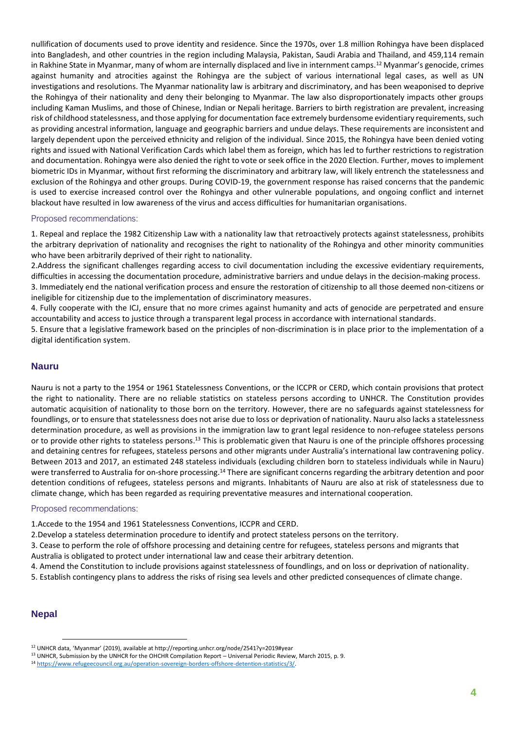nullification of documents used to prove identity and residence. Since the 1970s, over 1.8 million Rohingya have been displaced into Bangladesh, and other countries in the region including Malaysia, Pakistan, Saudi Arabia and Thailand, and 459,114 remain in Rakhine State in Myanmar, many of whom are internally displaced and live in internment camps.[12] Myanmar's genocide, crimes against humanity and atrocities against the Rohingya are the subject of various international legal cases, as well as UN investigations and resolutions. The Myanmar nationality law is arbitrary and discriminatory, and has been weaponised to deprive the Rohingya of their nationality and deny their belonging to Myanmar. The law also disproportionately impacts other groups including Kaman Muslims, and those of Chinese, Indian or Nepali heritage. Barriers to birth registration are prevalent, increasing risk of childhood statelessness, and those applying for documentation face extremely burdensome evidentiary requirements, such as providing ancestral information, language and geographic barriers and undue delays. These requirements are inconsistent and largely dependent upon the perceived ethnicity and religion of the individual. Since 2015, the Rohingya have been denied voting rights and issued with National Verification Cards which label them as foreign, which has led to further restrictions to registration and documentation. Rohingya were also denied the right to vote or seek office in the 2020 Election. Further, moves to implement biometric IDs in Myanmar, without first reforming the discriminatory and arbitrary law, will likely entrench the statelessness and exclusion of the Rohingya and other groups. During COVID-19, the government response has raised concerns that the pandemic is used to exercise increased control over the Rohingya and other vulnerable populations, and ongoing conflict and internet blackout have resulted in low awareness of the virus and access difficulties for humanitarian organisations.

#### Proposed recommendations:

1. Repeal and replace the 1982 Citizenship Law with a nationality law that retroactively protects against statelessness, prohibits the arbitrary deprivation of nationality and recognises the right to nationality of the Rohingya and other minority communities who have been arbitrarily deprived of their right to nationality.
2. Address the significant challenges regarding access to civil documentation including the excessive evidentiary requirements, difficulties in accessing the documentation procedure, administrative barriers and undue delays in the decision-making process.
3. Immediately end the national verification process and ensure the restoration of citizenship to all those deemed non-citizens or ineligible for citizenship due to the implementation of discriminatory measures.
4. Fully cooperate with the ICJ, ensure that no more crimes against humanity and acts of genocide are perpetrated and ensure accountability and access to justice through a transparent legal process in accordance with international standards.
5. Ensure that a legislative framework based on the principles of non-discrimination is in place prior to the implementation of a digital identification system.

### Nauru

Nauru is not a party to the 1954 or 1961 Statelessness Conventions, or the ICCPR or CERD, which contain provisions that protect the right to nationality. There are no reliable statistics on stateless persons according to UNHCR. The Constitution provides automatic acquisition of nationality to those born on the territory. However, there are no safeguards against statelessness for foundlings, or to ensure that statelessness does not arise due to loss or deprivation of nationality. Nauru also lacks a statelessness determination procedure, as well as provisions in the immigration law to grant legal residence to non-refugee stateless persons or to provide other rights to stateless persons.[13] This is problematic given that Nauru is one of the principle offshores processing and detaining centres for refugees, stateless persons and other migrants under Australia's international law contravening policy. Between 2013 and 2017, an estimated 248 stateless individuals (excluding children born to stateless individuals while in Nauru) were transferred to Australia for on-shore processing.[14] There are significant concerns regarding the arbitrary detention and poor detention conditions of refugees, stateless persons and migrants. Inhabitants of Nauru are also at risk of statelessness due to climate change, which has been regarded as requiring preventative measures and international cooperation.

#### Proposed recommendations:

1. Accede to the 1954 and 1961 Statelessness Conventions, ICCPR and CERD.
2. Develop a stateless determination procedure to identify and protect stateless persons on the territory.
3. Cease to perform the role of offshore processing and detaining centre for refugees, stateless persons and migrants that Australia is obligated to protect under international law and cease their arbitrary detention.
4. Amend the Constitution to include provisions against statelessness of foundlings, and on loss or deprivation of nationality.
5. Establish contingency plans to address the risks of rising sea levels and other predicted consequences of climate change.

### Nepal

[12] UNHCR data, 'Myanmar' (2019), available at http://reporting.unhcr.org/node/2541?y=2019#year

[13] UNHCR, Submission by the UNHCR for the OHCHR Compilation Report – Universal Periodic Review, March 2015, p. 9.

[14] https://www.refugeecouncil.org.au/operation-sovereign-borders-offshore-detention-statistics/3/.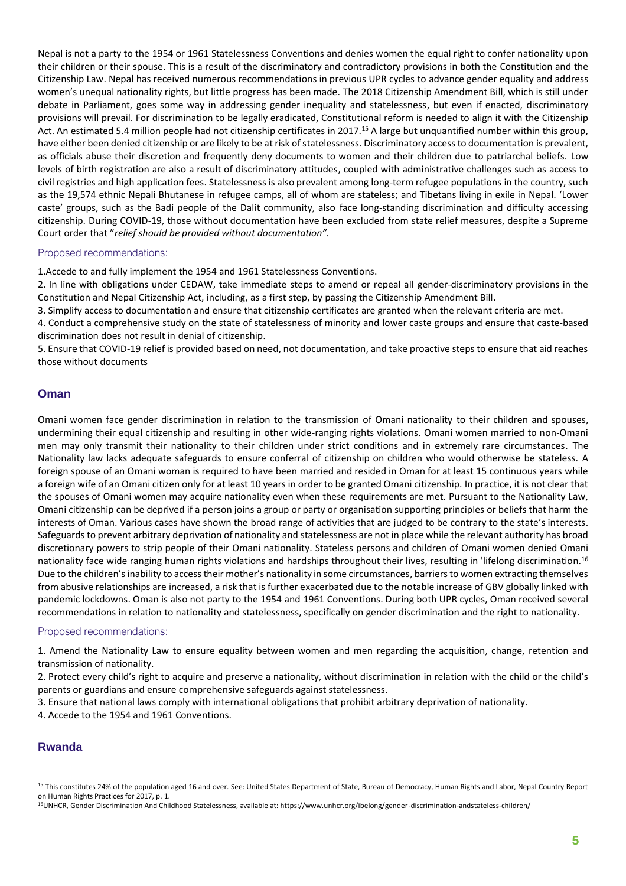Nepal is not a party to the 1954 or 1961 Statelessness Conventions and denies women the equal right to confer nationality upon their children or their spouse. This is a result of the discriminatory and contradictory provisions in both the Constitution and the Citizenship Law. Nepal has received numerous recommendations in previous UPR cycles to advance gender equality and address women's unequal nationality rights, but little progress has been made. The 2018 Citizenship Amendment Bill, which is still under debate in Parliament, goes some way in addressing gender inequality and statelessness, but even if enacted, discriminatory provisions will prevail. For discrimination to be legally eradicated, Constitutional reform is needed to align it with the Citizenship Act. An estimated 5.4 million people had not citizenship certificates in 2017.[15] A large but unquantified number within this group, have either been denied citizenship or are likely to be at risk of statelessness. Discriminatory access to documentation is prevalent, as officials abuse their discretion and frequently deny documents to women and their children due to patriarchal beliefs. Low levels of birth registration are also a result of discriminatory attitudes, coupled with administrative challenges such as access to civil registries and high application fees. Statelessness is also prevalent among long-term refugee populations in the country, such as the 19,574 ethnic Nepali Bhutanese in refugee camps, all of whom are stateless; and Tibetans living in exile in Nepal. 'Lower caste' groups, such as the Badi people of the Dalit community, also face long-standing discrimination and difficulty accessing citizenship. During COVID-19, those without documentation have been excluded from state relief measures, despite a Supreme Court order that "*relief should be provided without documentation"*.

#### Proposed recommendations:

1.Accede to and fully implement the 1954 and 1961 Statelessness Conventions.

2. In line with obligations under CEDAW, take immediate steps to amend or repeal all gender-discriminatory provisions in the Constitution and Nepal Citizenship Act, including, as a first step, by passing the Citizenship Amendment Bill.

3. Simplify access to documentation and ensure that citizenship certificates are granted when the relevant criteria are met.

4. Conduct a comprehensive study on the state of statelessness of minority and lower caste groups and ensure that caste-based discrimination does not result in denial of citizenship.

5. Ensure that COVID-19 relief is provided based on need, not documentation, and take proactive steps to ensure that aid reaches those without documents

### Oman

Omani women face gender discrimination in relation to the transmission of Omani nationality to their children and spouses, undermining their equal citizenship and resulting in other wide-ranging rights violations. Omani women married to non-Omani men may only transmit their nationality to their children under strict conditions and in extremely rare circumstances. The Nationality law lacks adequate safeguards to ensure conferral of citizenship on children who would otherwise be stateless. A foreign spouse of an Omani woman is required to have been married and resided in Oman for at least 15 continuous years while a foreign wife of an Omani citizen only for at least 10 years in order to be granted Omani citizenship. In practice, it is not clear that the spouses of Omani women may acquire nationality even when these requirements are met. Pursuant to the Nationality Law, Omani citizenship can be deprived if a person joins a group or party or organisation supporting principles or beliefs that harm the interests of Oman. Various cases have shown the broad range of activities that are judged to be contrary to the state's interests. Safeguards to prevent arbitrary deprivation of nationality and statelessness are not in place while the relevant authority has broad discretionary powers to strip people of their Omani nationality. Stateless persons and children of Omani women denied Omani nationality face wide ranging human rights violations and hardships throughout their lives, resulting in 'lifelong discrimination.[16] Due to the children's inability to access their mother's nationality in some circumstances, barriers to women extracting themselves from abusive relationships are increased, a risk that is further exacerbated due to the notable increase of GBV globally linked with pandemic lockdowns. Oman is also not party to the 1954 and 1961 Conventions. During both UPR cycles, Oman received several recommendations in relation to nationality and statelessness, specifically on gender discrimination and the right to nationality.

#### Proposed recommendations:

1. Amend the Nationality Law to ensure equality between women and men regarding the acquisition, change, retention and transmission of nationality.

2. Protect every child's right to acquire and preserve a nationality, without discrimination in relation with the child or the child's parents or guardians and ensure comprehensive safeguards against statelessness.

3. Ensure that national laws comply with international obligations that prohibit arbitrary deprivation of nationality.

4. Accede to the 1954 and 1961 Conventions.

### Rwanda

---

[15] This constitutes 24% of the population aged 16 and over. See: United States Department of State, Bureau of Democracy, Human Rights and Labor, Nepal Country Report on Human Rights Practices for 2017, p. 1.

[16] UNHCR, Gender Discrimination And Childhood Statelessness, available at: https://www.unhcr.org/ibelong/gender-discrimination-andstateless-children/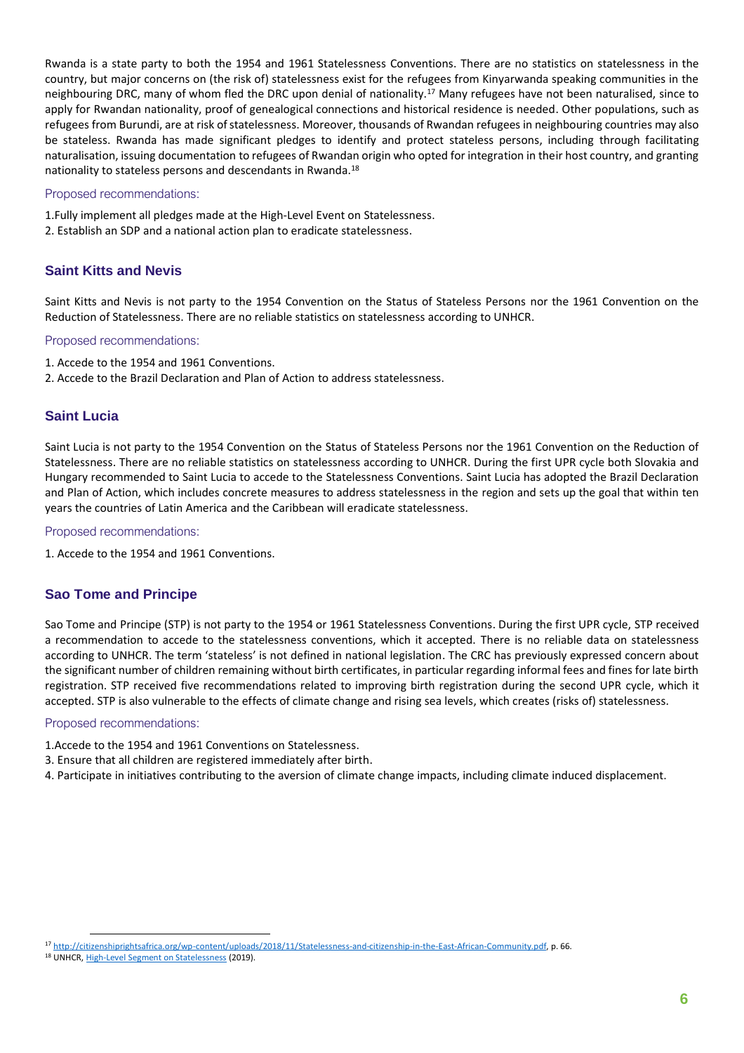Rwanda is a state party to both the 1954 and 1961 Statelessness Conventions. There are no statistics on statelessness in the country, but major concerns on (the risk of) statelessness exist for the refugees from Kinyarwanda speaking communities in the neighbouring DRC, many of whom fled the DRC upon denial of nationality.[17] Many refugees have not been naturalised, since to apply for Rwandan nationality, proof of genealogical connections and historical residence is needed. Other populations, such as refugees from Burundi, are at risk of statelessness. Moreover, thousands of Rwandan refugees in neighbouring countries may also be stateless. Rwanda has made significant pledges to identify and protect stateless persons, including through facilitating naturalisation, issuing documentation to refugees of Rwandan origin who opted for integration in their host country, and granting nationality to stateless persons and descendants in Rwanda.[18]

Proposed recommendations:

1.Fully implement all pledges made at the High-Level Event on Statelessness.
2. Establish an SDP and a national action plan to eradicate statelessness.

## Saint Kitts and Nevis

Saint Kitts and Nevis is not party to the 1954 Convention on the Status of Stateless Persons nor the 1961 Convention on the Reduction of Statelessness. There are no reliable statistics on statelessness according to UNHCR.

Proposed recommendations:

1. Accede to the 1954 and 1961 Conventions.
2. Accede to the Brazil Declaration and Plan of Action to address statelessness.

## Saint Lucia

Saint Lucia is not party to the 1954 Convention on the Status of Stateless Persons nor the 1961 Convention on the Reduction of Statelessness. There are no reliable statistics on statelessness according to UNHCR. During the first UPR cycle both Slovakia and Hungary recommended to Saint Lucia to accede to the Statelessness Conventions. Saint Lucia has adopted the Brazil Declaration and Plan of Action, which includes concrete measures to address statelessness in the region and sets up the goal that within ten years the countries of Latin America and the Caribbean will eradicate statelessness.

Proposed recommendations:

1. Accede to the 1954 and 1961 Conventions.

## Sao Tome and Principe

Sao Tome and Principe (STP) is not party to the 1954 or 1961 Statelessness Conventions. During the first UPR cycle, STP received a recommendation to accede to the statelessness conventions, which it accepted. There is no reliable data on statelessness according to UNHCR. The term 'stateless' is not defined in national legislation. The CRC has previously expressed concern about the significant number of children remaining without birth certificates, in particular regarding informal fees and fines for late birth registration. STP received five recommendations related to improving birth registration during the second UPR cycle, which it accepted. STP is also vulnerable to the effects of climate change and rising sea levels, which creates (risks of) statelessness.

Proposed recommendations:

1.Accede to the 1954 and 1961 Conventions on Statelessness.
3. Ensure that all children are registered immediately after birth.
4. Participate in initiatives contributing to the aversion of climate change impacts, including climate induced displacement.

[17] http://citizenshiprightsafrica.org/wp-content/uploads/2018/11/Statelessness-and-citizenship-in-the-East-African-Community.pdf, p. 66.
[18] UNHCR, High-Level Segment on Statelessness (2019).